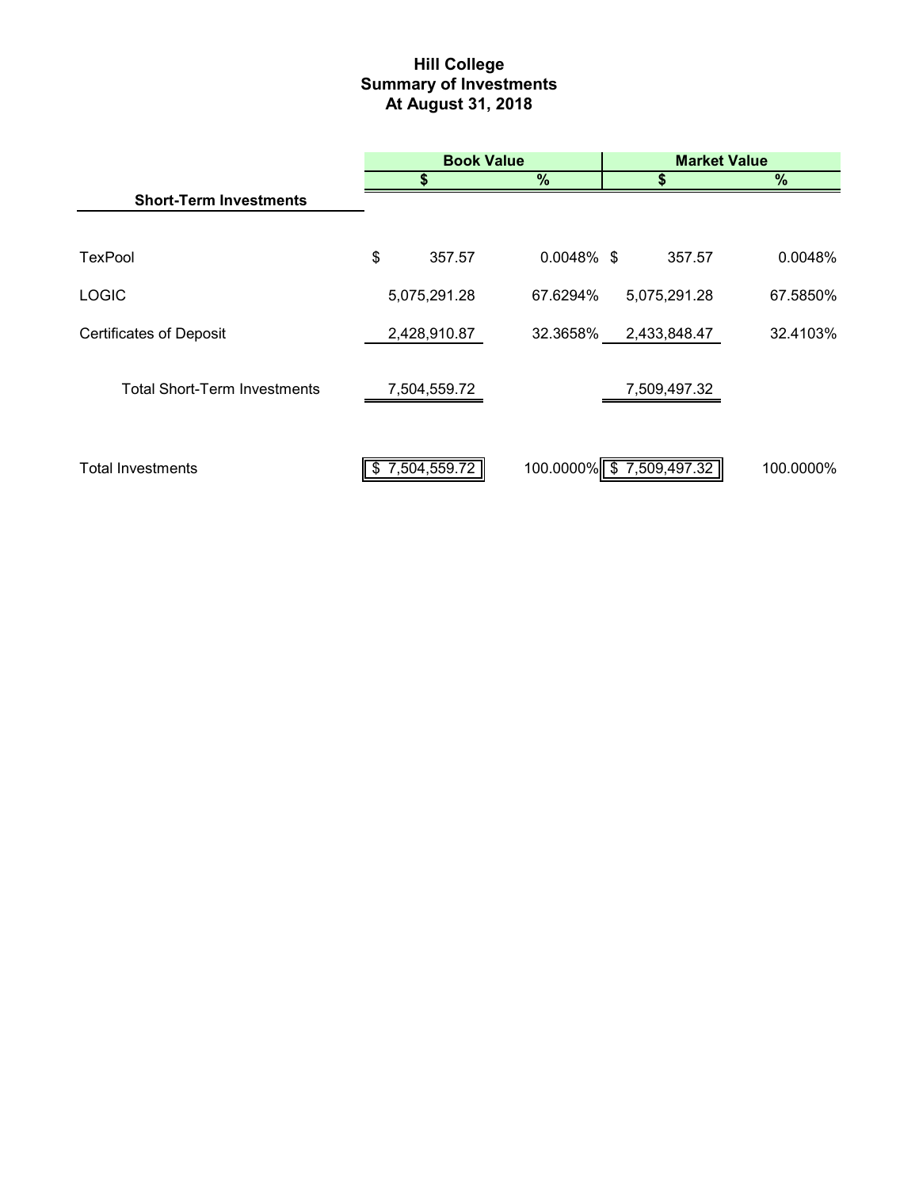# Hill College
## Summary of Investments
### At August 31, 2018

| | Book Value | | Market Value | |
|---|---|---|---|---|
| | $ | % | $ | % |
| **Short-Term Investments** | | | | |
| TexPool | $ 357.57 | 0.0048% | $ 357.57 | 0.0048% |
| LOGIC | 5,075,291.28 | 67.6294% | 5,075,291.28 | 67.5850% |
| Certificates of Deposit | 2,428,910.87 | 32.3658% | 2,433,848.47 | 32.4103% |
| Total Short-Term Investments | 7,504,559.72 | | 7,509,497.32 | |
| Total Investments | $ 7,504,559.72 | 100.0000% | $ 7,509,497.32 | 100.0000% |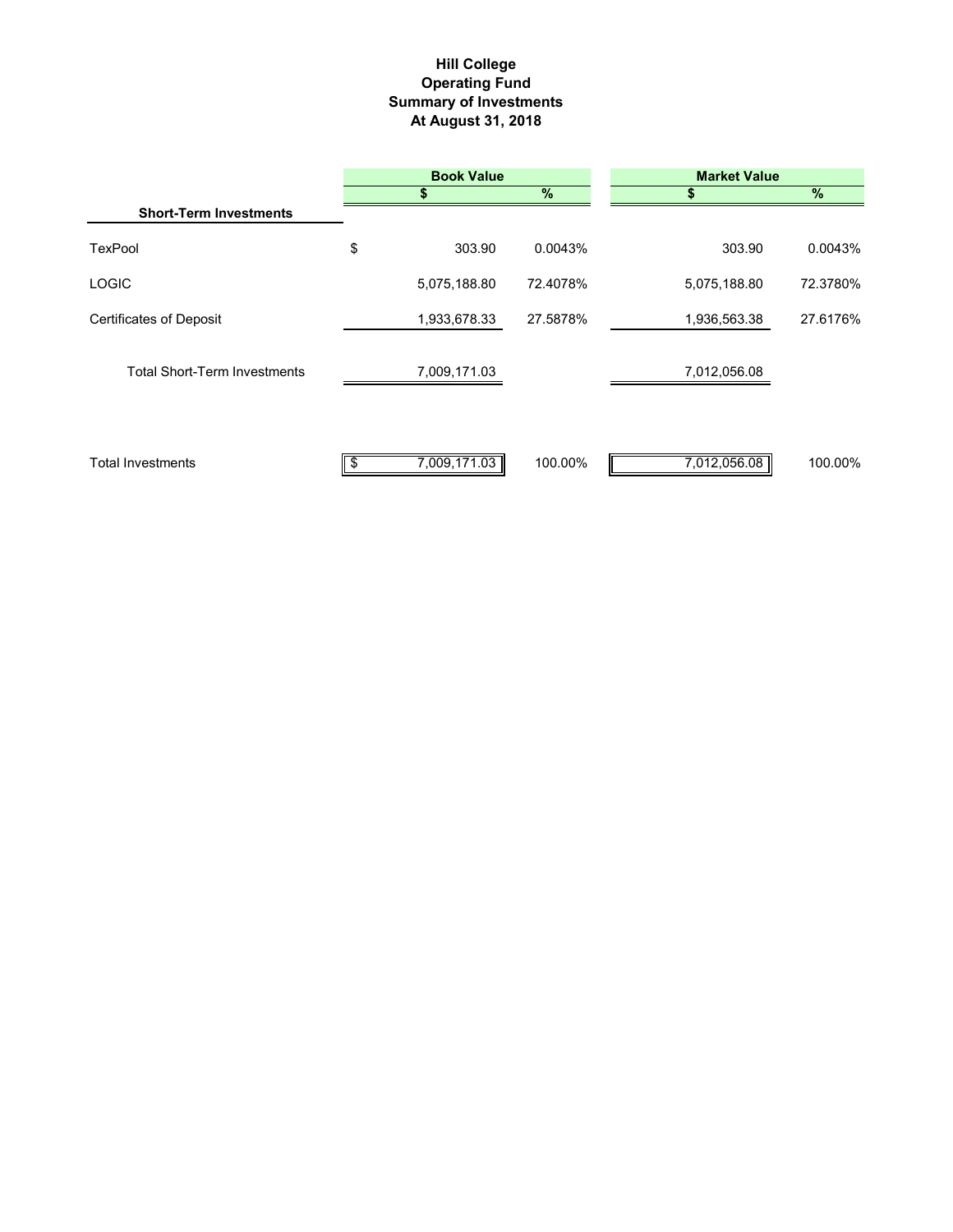# Hill College
## Operating Fund
## Summary of Investments
## At August 31, 2018

| | Book Value | | Market Value | |
|---|---|---|---|---|
| **Short-Term Investments** | **$** | **%** | **$** | **%** |
| TexPool | $ 303.90 | 0.0043% | 303.90 | 0.0043% |
| LOGIC | 5,075,188.80 | 72.4078% | 5,075,188.80 | 72.3780% |
| Certificates of Deposit | 1,933,678.33 | 27.5878% | 1,936,563.38 | 27.6176% |
| Total Short-Term Investments | 7,009,171.03 | | 7,012,056.08 | |
| Total Investments | $ 7,009,171.03 | 100.00% | 7,012,056.08 | 100.00% |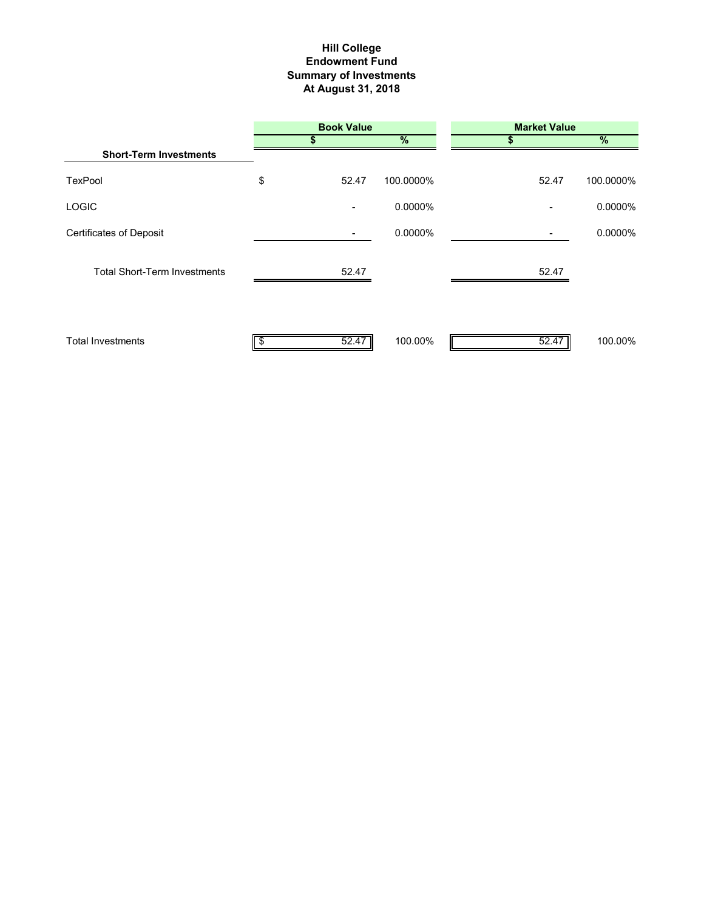# Hill College
## Endowment Fund
## Summary of Investments
## At August 31, 2018

| | Book Value | | Market Value | |
|---|---|---|---|---|
| | $ | % | $ | % |
| **Short-Term Investments** | | | | |
| TexPool | $ 52.47 | 100.0000% | 52.47 | 100.0000% |
| LOGIC | - | 0.0000% | - | 0.0000% |
| Certificates of Deposit | - | 0.0000% | - | 0.0000% |
| Total Short-Term Investments | 52.47 | | 52.47 | |
| Total Investments | $ 52.47 | 100.00% | 52.47 | 100.00% |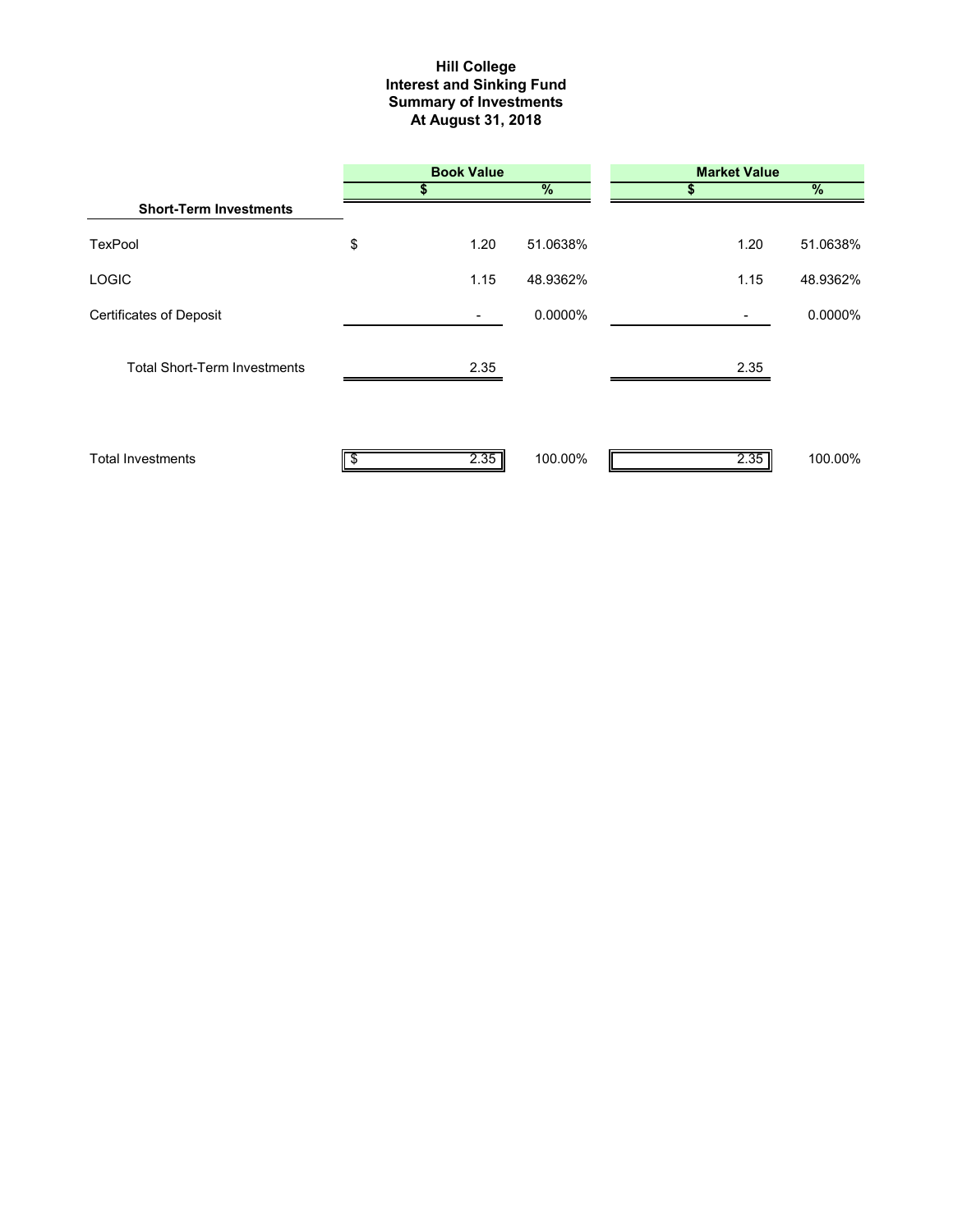# Hill College
## Interest and Sinking Fund
## Summary of Investments
## At August 31, 2018

| | Book Value | | Market Value | |
|---|---|---|---|---|
| | $ | % | $ | % |
| **Short-Term Investments** | | | | |
| TexPool | $ 1.20 | 51.0638% | 1.20 | 51.0638% |
| LOGIC | 1.15 | 48.9362% | 1.15 | 48.9362% |
| Certificates of Deposit | - | 0.0000% | - | 0.0000% |
| Total Short-Term Investments | 2.35 | | 2.35 | |
| Total Investments | $ 2.35 | 100.00% | 2.35 | 100.00% |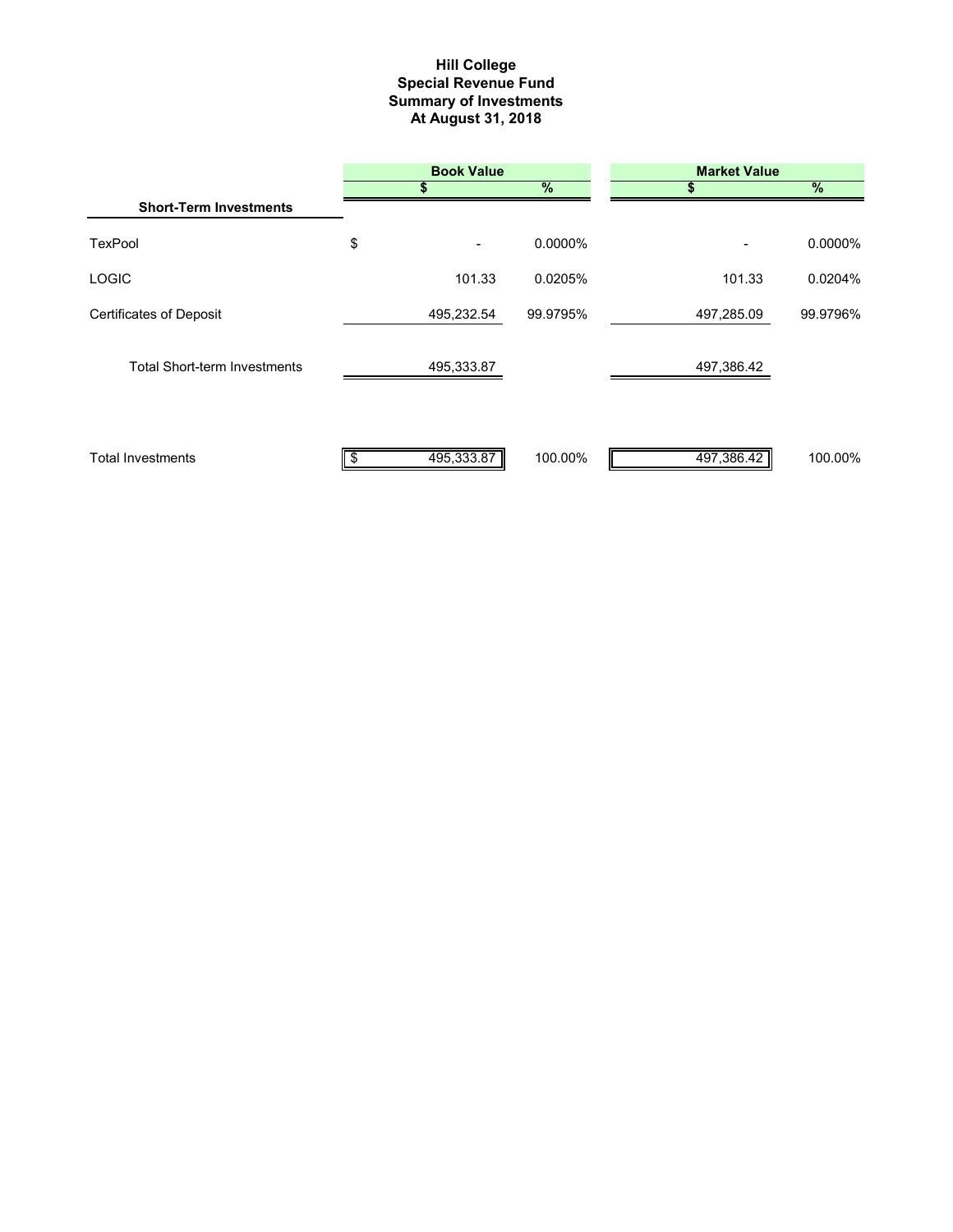# Hill College
## Special Revenue Fund
## Summary of Investments
## At August 31, 2018

| | Book Value | | Market Value | |
|---|---|---|---|---|
| **Short-Term Investments** | $ | % | $ | % |
| TexPool | $ - | 0.0000% | - | 0.0000% |
| LOGIC | 101.33 | 0.0205% | 101.33 | 0.0204% |
| Certificates of Deposit | 495,232.54 | 99.9795% | 497,285.09 | 99.9796% |
| Total Short-term Investments | 495,333.87 | | 497,386.42 | |
| Total Investments | $ 495,333.87 | 100.00% | 497,386.42 | 100.00% |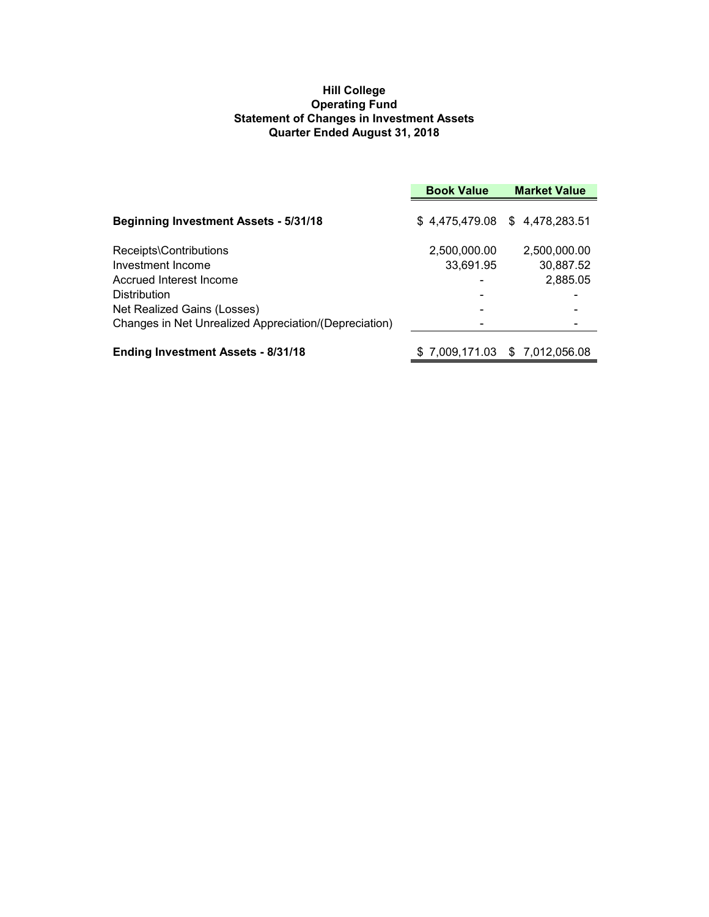**Hill College**
**Operating Fund**
**Statement of Changes in Investment Assets**
**Quarter Ended August 31, 2018**

| | Book Value | Market Value |
|---|---|---|
| **Beginning Investment Assets - 5/31/18** | $ 4,475,479.08 | $ 4,478,283.51 |
| Receipts\Contributions | 2,500,000.00 | 2,500,000.00 |
| Investment Income | 33,691.95 | 30,887.52 |
| Accrued Interest Income | - | 2,885.05 |
| Distribution | - | - |
| Net Realized Gains (Losses) | - | - |
| Changes in Net Unrealized Appreciation/(Depreciation) | - | - |
| **Ending Investment Assets - 8/31/18** | $ 7,009,171.03 | $ 7,012,056.08 |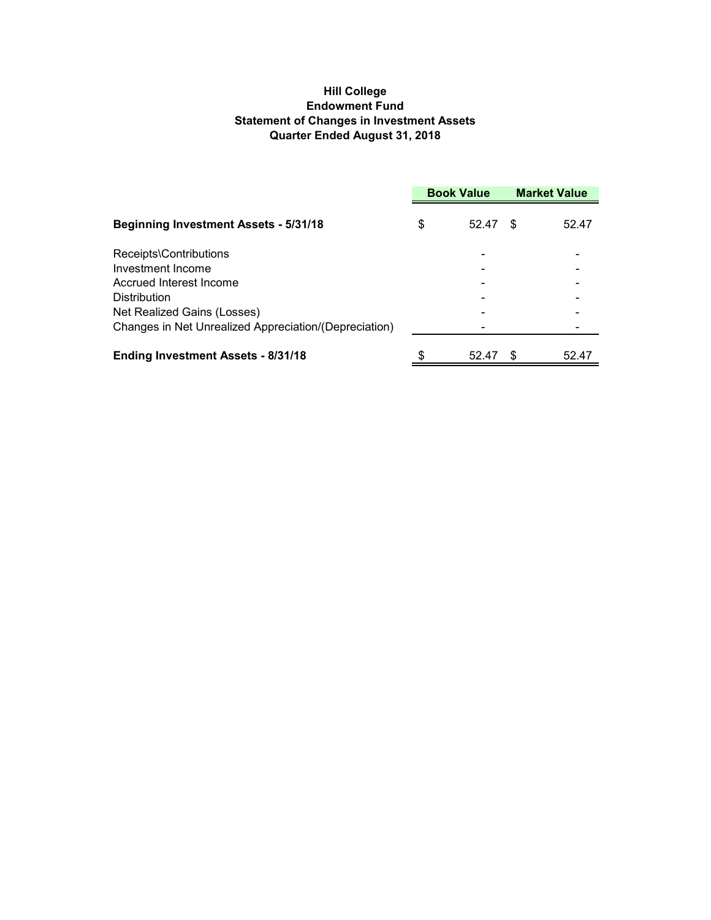**Hill College**
**Endowment Fund**
**Statement of Changes in Investment Assets**
**Quarter Ended August 31, 2018**

| | Book Value | Market Value |
|---|---|---|
| **Beginning Investment Assets - 5/31/18** | $ 52.47 | $ 52.47 |
| Receipts\Contributions | - | - |
| Investment Income | - | - |
| Accrued Interest Income | - | - |
| Distribution | - | - |
| Net Realized Gains (Losses) | - | - |
| Changes in Net Unrealized Appreciation/(Depreciation) | - | - |
| **Ending Investment Assets - 8/31/18** | $ 52.47 | $ 52.47 |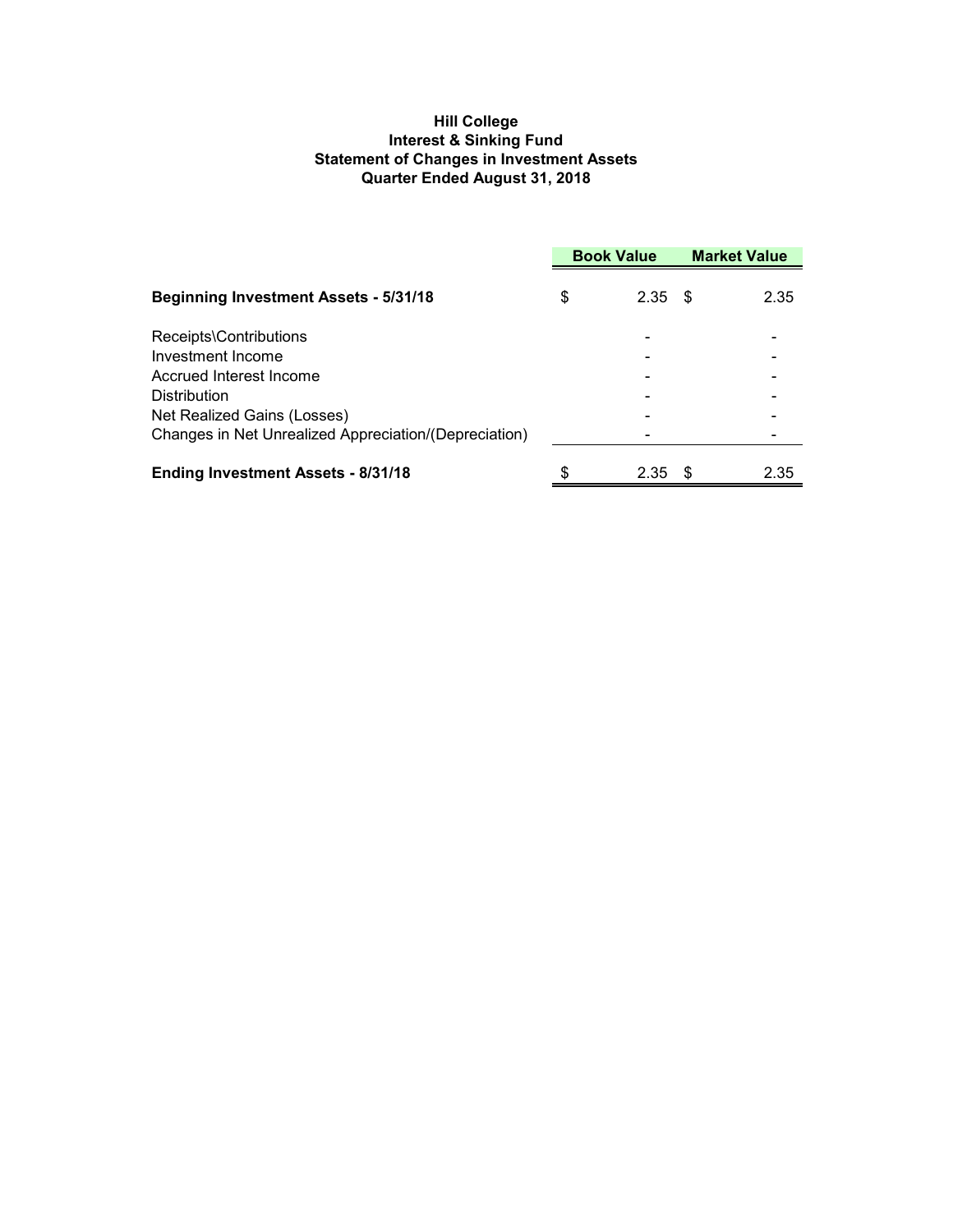**Hill College**
**Interest & Sinking Fund**
**Statement of Changes in Investment Assets**
**Quarter Ended August 31, 2018**

| | Book Value | Market Value |
|---|---|---|
| **Beginning Investment Assets - 5/31/18** | $ 2.35 | $ 2.35 |
| Receipts\Contributions | - | - |
| Investment Income | - | - |
| Accrued Interest Income | - | - |
| Distribution | - | - |
| Net Realized Gains (Losses) | - | - |
| Changes in Net Unrealized Appreciation/(Depreciation) | - | - |
| **Ending Investment Assets - 8/31/18** | $ 2.35 | $ 2.35 |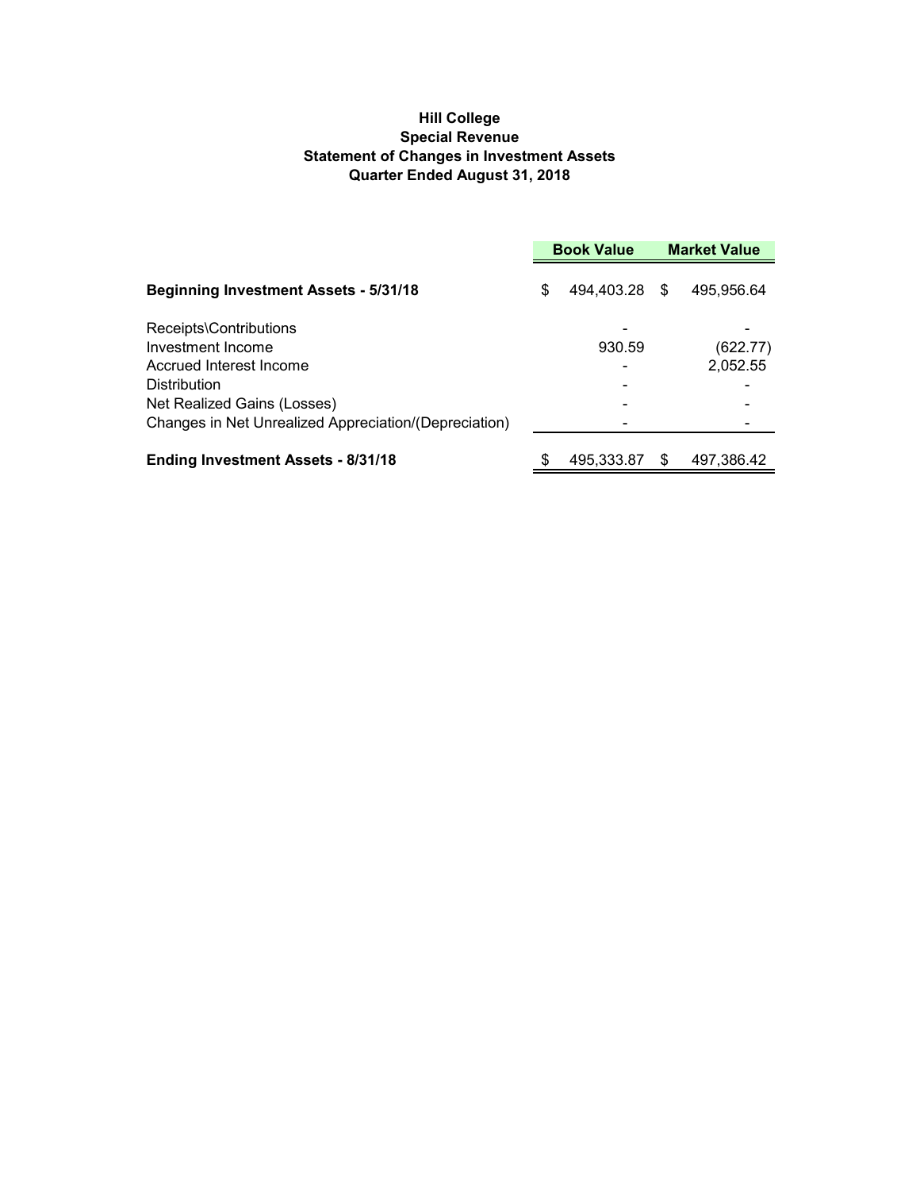**Hill College**
**Special Revenue**
**Statement of Changes in Investment Assets**
**Quarter Ended August 31, 2018**

| | Book Value | Market Value |
|---|---|---|
| **Beginning Investment Assets - 5/31/18** | $ 494,403.28 | $ 495,956.64 |
| Receipts\Contributions | - | - |
| Investment Income | 930.59 | (622.77) |
| Accrued Interest Income | - | 2,052.55 |
| Distribution | - | - |
| Net Realized Gains (Losses) | - | - |
| Changes in Net Unrealized Appreciation/(Depreciation) | - | - |
| **Ending Investment Assets - 8/31/18** | $ 495,333.87 | $ 497,386.42 |